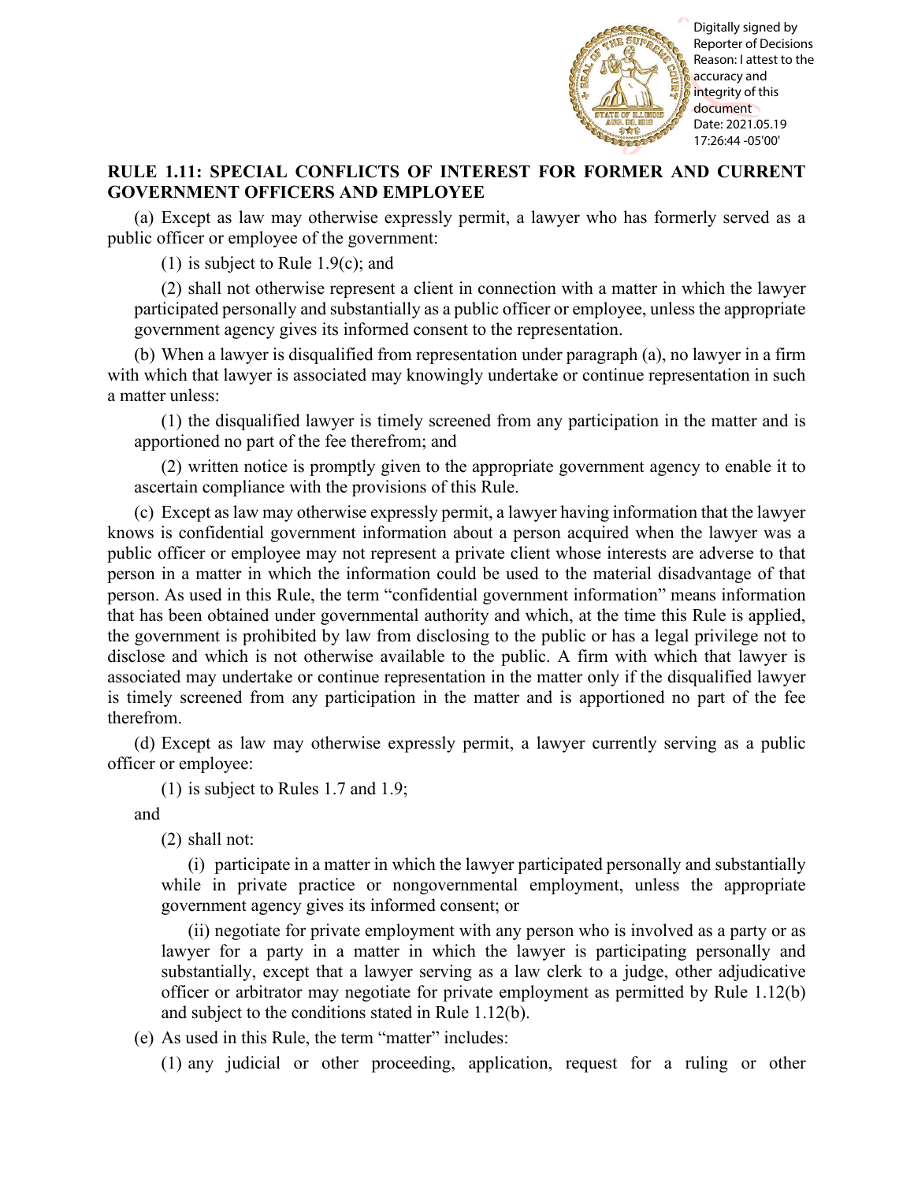Digitally signed by Reporter of Decisions
Reason: I attest to the accuracy and integrity of this document
Date: 2021.05.19 17:26:44 -05'00'

## RULE 1.11: SPECIAL CONFLICTS OF INTEREST FOR FORMER AND CURRENT GOVERNMENT OFFICERS AND EMPLOYEE

(a) Except as law may otherwise expressly permit, a lawyer who has formerly served as a public officer or employee of the government:

(1) is subject to Rule 1.9(c); and

(2) shall not otherwise represent a client in connection with a matter in which the lawyer participated personally and substantially as a public officer or employee, unless the appropriate government agency gives its informed consent to the representation.

(b) When a lawyer is disqualified from representation under paragraph (a), no lawyer in a firm with which that lawyer is associated may knowingly undertake or continue representation in such a matter unless:

(1) the disqualified lawyer is timely screened from any participation in the matter and is apportioned no part of the fee therefrom; and

(2) written notice is promptly given to the appropriate government agency to enable it to ascertain compliance with the provisions of this Rule.

(c) Except as law may otherwise expressly permit, a lawyer having information that the lawyer knows is confidential government information about a person acquired when the lawyer was a public officer or employee may not represent a private client whose interests are adverse to that person in a matter in which the information could be used to the material disadvantage of that person. As used in this Rule, the term "confidential government information" means information that has been obtained under governmental authority and which, at the time this Rule is applied, the government is prohibited by law from disclosing to the public or has a legal privilege not to disclose and which is not otherwise available to the public. A firm with which that lawyer is associated may undertake or continue representation in the matter only if the disqualified lawyer is timely screened from any participation in the matter and is apportioned no part of the fee therefrom.

(d) Except as law may otherwise expressly permit, a lawyer currently serving as a public officer or employee:

(1) is subject to Rules 1.7 and 1.9;

and

(2) shall not:

(i) participate in a matter in which the lawyer participated personally and substantially while in private practice or nongovernmental employment, unless the appropriate government agency gives its informed consent; or

(ii) negotiate for private employment with any person who is involved as a party or as lawyer for a party in a matter in which the lawyer is participating personally and substantially, except that a lawyer serving as a law clerk to a judge, other adjudicative officer or arbitrator may negotiate for private employment as permitted by Rule 1.12(b) and subject to the conditions stated in Rule 1.12(b).

(e) As used in this Rule, the term "matter" includes:

(1) any judicial or other proceeding, application, request for a ruling or other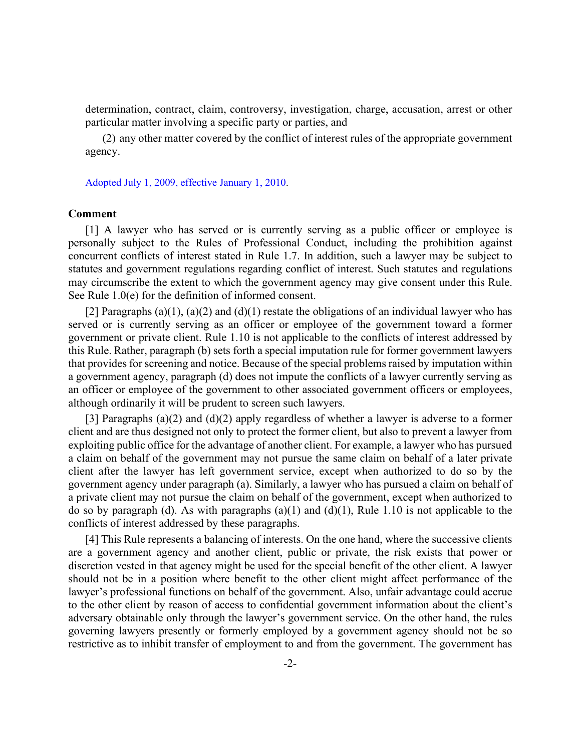determination, contract, claim, controversy, investigation, charge, accusation, arrest or other particular matter involving a specific party or parties, and

(2) any other matter covered by the conflict of interest rules of the appropriate government agency.

Adopted July 1, 2009, effective January 1, 2010.

**Comment**

[1] A lawyer who has served or is currently serving as a public officer or employee is personally subject to the Rules of Professional Conduct, including the prohibition against concurrent conflicts of interest stated in Rule 1.7. In addition, such a lawyer may be subject to statutes and government regulations regarding conflict of interest. Such statutes and regulations may circumscribe the extent to which the government agency may give consent under this Rule. See Rule 1.0(e) for the definition of informed consent.

[2] Paragraphs (a)(1), (a)(2) and (d)(1) restate the obligations of an individual lawyer who has served or is currently serving as an officer or employee of the government toward a former government or private client. Rule 1.10 is not applicable to the conflicts of interest addressed by this Rule. Rather, paragraph (b) sets forth a special imputation rule for former government lawyers that provides for screening and notice. Because of the special problems raised by imputation within a government agency, paragraph (d) does not impute the conflicts of a lawyer currently serving as an officer or employee of the government to other associated government officers or employees, although ordinarily it will be prudent to screen such lawyers.

[3] Paragraphs (a)(2) and (d)(2) apply regardless of whether a lawyer is adverse to a former client and are thus designed not only to protect the former client, but also to prevent a lawyer from exploiting public office for the advantage of another client. For example, a lawyer who has pursued a claim on behalf of the government may not pursue the same claim on behalf of a later private client after the lawyer has left government service, except when authorized to do so by the government agency under paragraph (a). Similarly, a lawyer who has pursued a claim on behalf of a private client may not pursue the claim on behalf of the government, except when authorized to do so by paragraph (d). As with paragraphs (a)(1) and (d)(1), Rule 1.10 is not applicable to the conflicts of interest addressed by these paragraphs.

[4] This Rule represents a balancing of interests. On the one hand, where the successive clients are a government agency and another client, public or private, the risk exists that power or discretion vested in that agency might be used for the special benefit of the other client. A lawyer should not be in a position where benefit to the other client might affect performance of the lawyer's professional functions on behalf of the government. Also, unfair advantage could accrue to the other client by reason of access to confidential government information about the client's adversary obtainable only through the lawyer's government service. On the other hand, the rules governing lawyers presently or formerly employed by a government agency should not be so restrictive as to inhibit transfer of employment to and from the government. The government has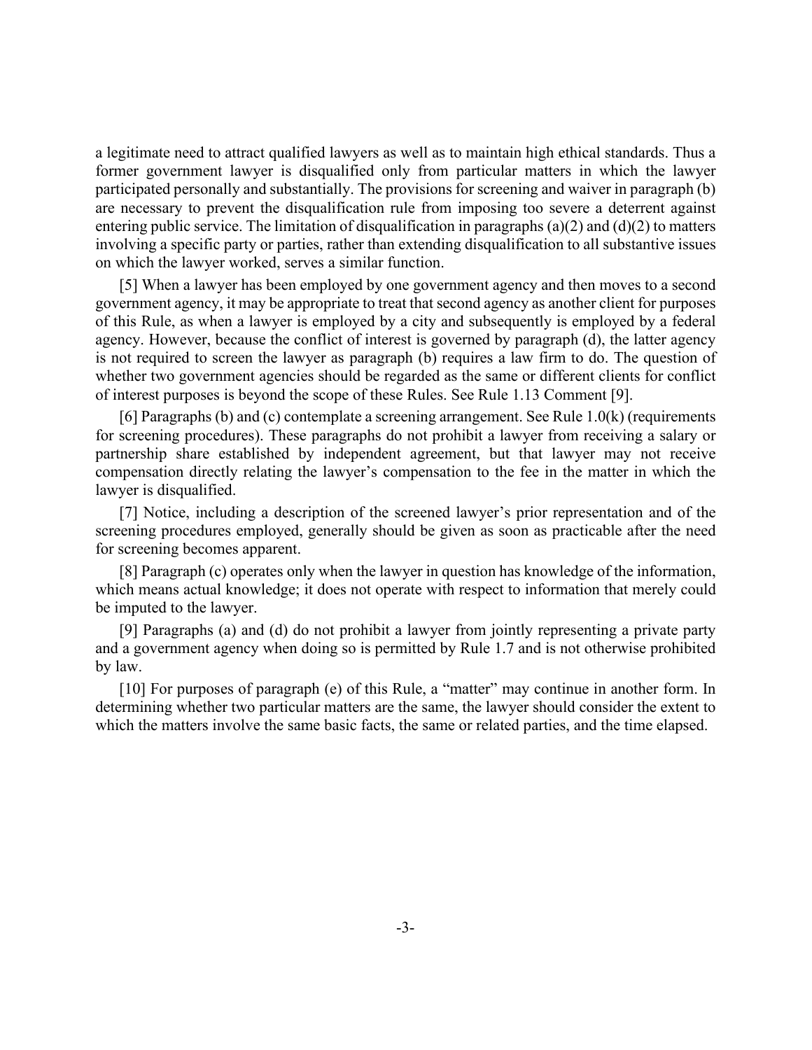a legitimate need to attract qualified lawyers as well as to maintain high ethical standards. Thus a former government lawyer is disqualified only from particular matters in which the lawyer participated personally and substantially. The provisions for screening and waiver in paragraph (b) are necessary to prevent the disqualification rule from imposing too severe a deterrent against entering public service. The limitation of disqualification in paragraphs (a)(2) and (d)(2) to matters involving a specific party or parties, rather than extending disqualification to all substantive issues on which the lawyer worked, serves a similar function.

[5] When a lawyer has been employed by one government agency and then moves to a second government agency, it may be appropriate to treat that second agency as another client for purposes of this Rule, as when a lawyer is employed by a city and subsequently is employed by a federal agency. However, because the conflict of interest is governed by paragraph (d), the latter agency is not required to screen the lawyer as paragraph (b) requires a law firm to do. The question of whether two government agencies should be regarded as the same or different clients for conflict of interest purposes is beyond the scope of these Rules. See Rule 1.13 Comment [9].

[6] Paragraphs (b) and (c) contemplate a screening arrangement. See Rule 1.0(k) (requirements for screening procedures). These paragraphs do not prohibit a lawyer from receiving a salary or partnership share established by independent agreement, but that lawyer may not receive compensation directly relating the lawyer's compensation to the fee in the matter in which the lawyer is disqualified.

[7] Notice, including a description of the screened lawyer's prior representation and of the screening procedures employed, generally should be given as soon as practicable after the need for screening becomes apparent.

[8] Paragraph (c) operates only when the lawyer in question has knowledge of the information, which means actual knowledge; it does not operate with respect to information that merely could be imputed to the lawyer.

[9] Paragraphs (a) and (d) do not prohibit a lawyer from jointly representing a private party and a government agency when doing so is permitted by Rule 1.7 and is not otherwise prohibited by law.

[10] For purposes of paragraph (e) of this Rule, a "matter" may continue in another form. In determining whether two particular matters are the same, the lawyer should consider the extent to which the matters involve the same basic facts, the same or related parties, and the time elapsed.